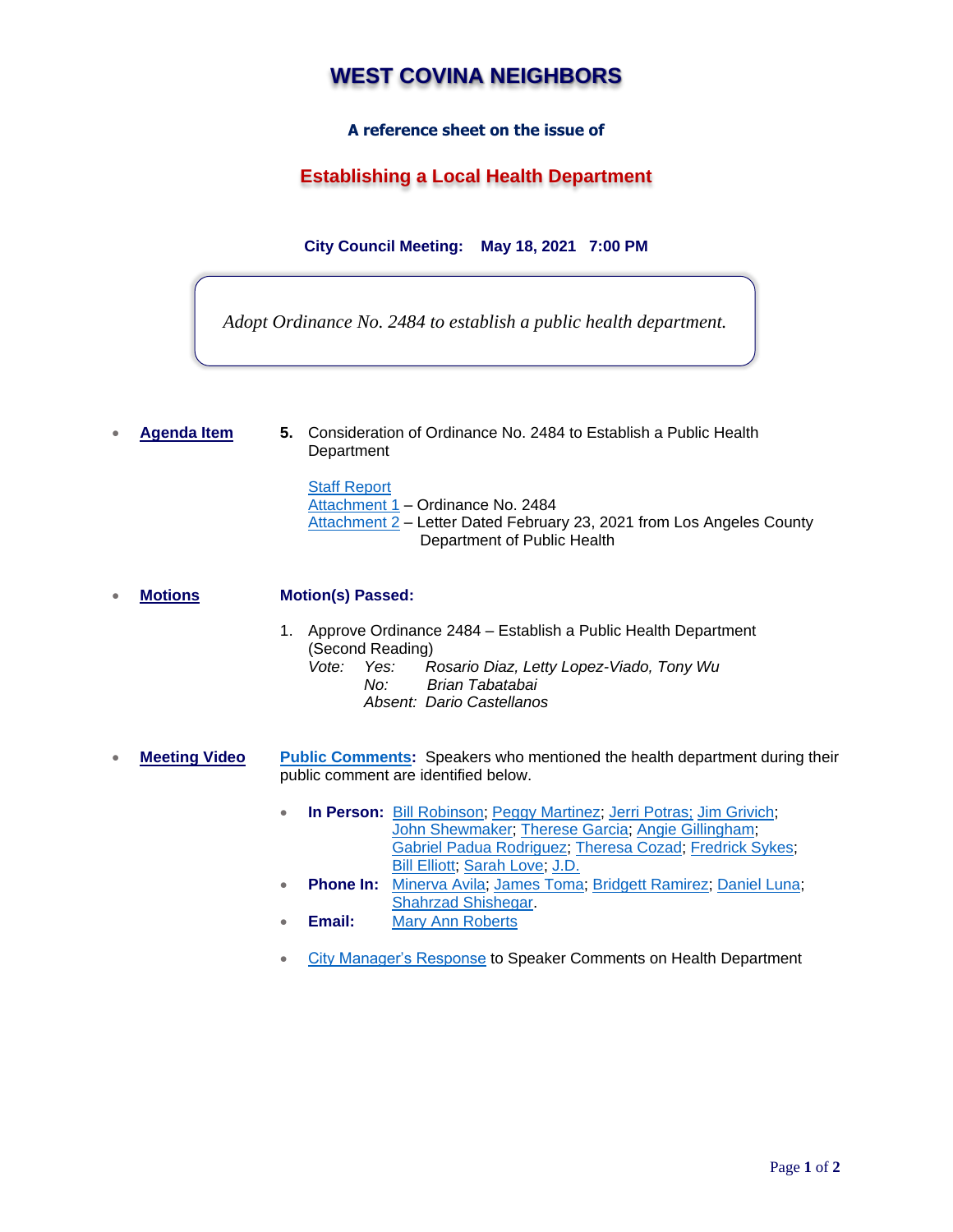# WEST COVINA NEIGHBORS

### A reference sheet on the issue of

## Establishing a Local Health Department

**City Council Meeting: May 18, 2021 7:00 PM**

> *Adopt Ordinance No. 2484 to establish a public health department.*

- **Agenda Item**

  **5.** Consideration of Ordinance No. 2484 to Establish a Public Health Department

  Staff Report
  Attachment 1 – Ordinance No. 2484
  Attachment 2 – Letter Dated February 23, 2021 from Los Angeles County Department of Public Health

- **Motions**

  **Motion(s) Passed:**

  1. Approve Ordinance 2484 – Establish a Public Health Department (Second Reading)
     *Vote: Yes: Rosario Diaz, Letty Lopez-Viado, Tony Wu*
     *No: Brian Tabatabai*
     *Absent: Dario Castellanos*

- **Meeting Video**

  **Public Comments:** Speakers who mentioned the health department during their public comment are identified below.

  - **In Person:** Bill Robinson; Peggy Martinez; Jerri Potras; Jim Grivich; John Shewmaker; Therese Garcia; Angie Gillingham; Gabriel Padua Rodriguez; Theresa Cozad; Fredrick Sykes; Bill Elliott; Sarah Love; J.D.
  - **Phone In:** Minerva Avila; James Toma; Bridgett Ramirez; Daniel Luna; Shahrzad Shishegar.
  - **Email:** Mary Ann Roberts

  - City Manager's Response to Speaker Comments on Health Department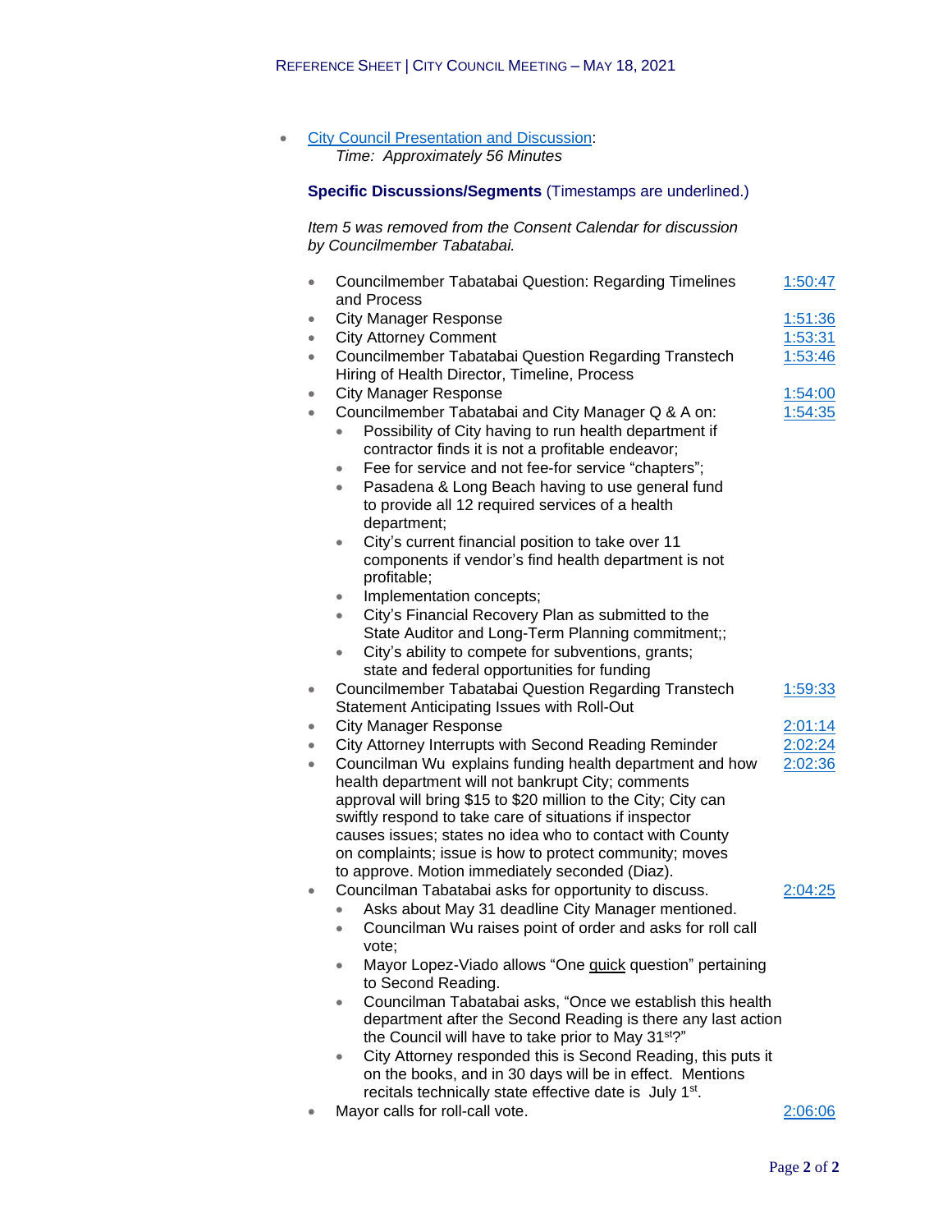- City Council Presentation and Discussion:
  *Time: Approximately 56 Minutes*

  **Specific Discussions/Segments** (Timestamps are underlined.)

  *Item 5 was removed from the Consent Calendar for discussion by Councilmember Tabatabai.*

  - Councilmember Tabatabai Question: Regarding Timelines and Process — 1:50:47
  - City Manager Response — 1:51:36
  - City Attorney Comment — 1:53:31
  - Councilmember Tabatabai Question Regarding Transtech Hiring of Health Director, Timeline, Process — 1:53:46
  - City Manager Response — 1:54:00
  - Councilmember Tabatabai and City Manager Q & A on: — 1:54:35
    - Possibility of City having to run health department if contractor finds it is not a profitable endeavor;
    - Fee for service and not fee-for service "chapters";
    - Pasadena & Long Beach having to use general fund to provide all 12 required services of a health department;
    - City's current financial position to take over 11 components if vendor's find health department is not profitable;
    - Implementation concepts;
    - City's Financial Recovery Plan as submitted to the State Auditor and Long-Term Planning commitment;;
    - City's ability to compete for subventions, grants; state and federal opportunities for funding
  - Councilmember Tabatabai Question Regarding Transtech Statement Anticipating Issues with Roll-Out — 1:59:33
  - City Manager Response — 2:01:14
  - City Attorney Interrupts with Second Reading Reminder — 2:02:24
  - Councilman Wu explains funding health department and how health department will not bankrupt City; comments approval will bring $15 to $20 million to the City; City can swiftly respond to take care of situations if inspector causes issues; states no idea who to contact with County on complaints; issue is how to protect community; moves to approve. Motion immediately seconded (Diaz). — 2:02:36
  - Councilman Tabatabai asks for opportunity to discuss. — 2:04:25
    - Asks about May 31 deadline City Manager mentioned.
    - Councilman Wu raises point of order and asks for roll call vote;
    - Mayor Lopez-Viado allows "One quick question" pertaining to Second Reading.
    - Councilman Tabatabai asks, "Once we establish this health department after the Second Reading is there any last action the Council will have to take prior to May 31st?"
    - City Attorney responded this is Second Reading, this puts it on the books, and in 30 days will be in effect. Mentions recitals technically state effective date is July 1st.
  - Mayor calls for roll-call vote. — 2:06:06